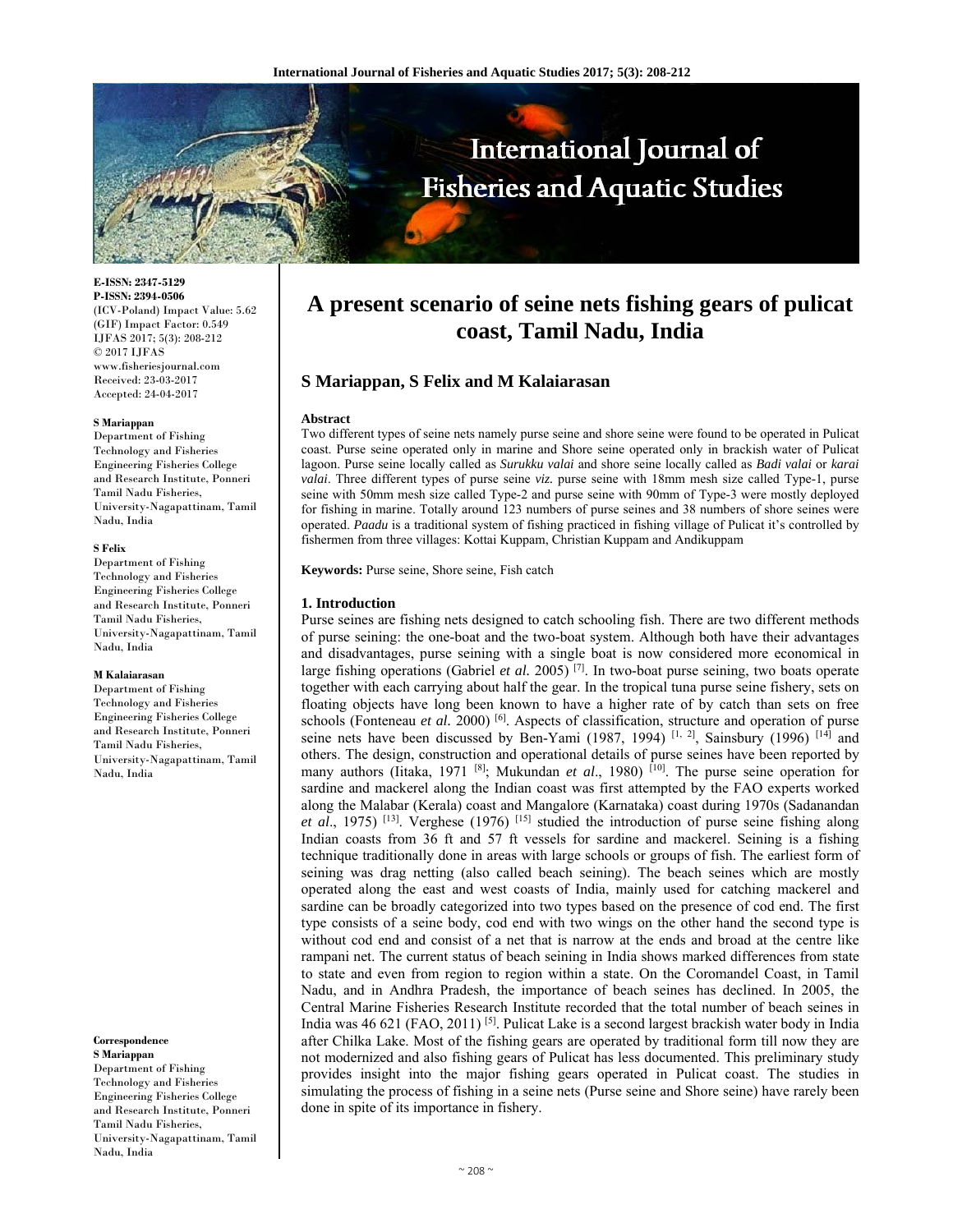E-ISSN: 2347-5129
P-ISSN: 2394-0506
(ICV-Poland) Impact Value: 5.62
(GIF) Impact Factor: 0.549
IJFAS 2017; 5(3): 208-212
© 2017 IJFAS
www.fisheriesjournal.com
Received: 23-03-2017
Accepted: 24-04-2017

**S Mariappan**
Department of Fishing Technology and Fisheries Engineering Fisheries College and Research Institute, Ponneri Tamil Nadu Fisheries, University-Nagapattinam, Tamil Nadu, India

**S Felix**
Department of Fishing Technology and Fisheries Engineering Fisheries College and Research Institute, Ponneri Tamil Nadu Fisheries, University-Nagapattinam, Tamil Nadu, India

**M Kalaiarasan**
Department of Fishing Technology and Fisheries Engineering Fisheries College and Research Institute, Ponneri Tamil Nadu Fisheries, University-Nagapattinam, Tamil Nadu, India

**Correspondence**
**S Mariappan**
Department of Fishing Technology and Fisheries Engineering Fisheries College and Research Institute, Ponneri Tamil Nadu Fisheries, University-Nagapattinam, Tamil Nadu, India

# A present scenario of seine nets fishing gears of pulicat coast, Tamil Nadu, India

**S Mariappan, S Felix and M Kalaiarasan**

**Abstract**

Two different types of seine nets namely purse seine and shore seine were found to be operated in Pulicat coast. Purse seine operated only in marine and Shore seine operated only in brackish water of Pulicat lagoon. Purse seine locally called as *Surukku valai* and shore seine locally called as *Badi valai* or *karai valai*. Three different types of purse seine *viz.* purse seine with 18mm mesh size called Type-1, purse seine with 50mm mesh size called Type-2 and purse seine with 90mm of Type-3 were mostly deployed for fishing in marine. Totally around 123 numbers of purse seines and 38 numbers of shore seines were operated. *Paadu* is a traditional system of fishing practiced in fishing village of Pulicat it's controlled by fishermen from three villages: Kottai Kuppam, Christian Kuppam and Andikuppam

**Keywords:** Purse seine, Shore seine, Fish catch

## 1. Introduction

Purse seines are fishing nets designed to catch schooling fish. There are two different methods of purse seining: the one-boat and the two-boat system. Although both have their advantages and disadvantages, purse seining with a single boat is now considered more economical in large fishing operations (Gabriel *et al.* 2005) [7]. In two-boat purse seining, two boats operate together with each carrying about half the gear. In the tropical tuna purse seine fishery, sets on floating objects have long been known to have a higher rate of by catch than sets on free schools (Fonteneau *et al.* 2000) [6]. Aspects of classification, structure and operation of purse seine nets have been discussed by Ben-Yami (1987, 1994) [1, 2], Sainsbury (1996) [14] and others. The design, construction and operational details of purse seines have been reported by many authors (Iitaka, 1971 [8]; Mukundan *et al*., 1980) [10]. The purse seine operation for sardine and mackerel along the Indian coast was first attempted by the FAO experts worked along the Malabar (Kerala) coast and Mangalore (Karnataka) coast during 1970s (Sadanandan *et al*., 1975) [13]. Verghese (1976) [15] studied the introduction of purse seine fishing along Indian coasts from 36 ft and 57 ft vessels for sardine and mackerel. Seining is a fishing technique traditionally done in areas with large schools or groups of fish. The earliest form of seining was drag netting (also called beach seining). The beach seines which are mostly operated along the east and west coasts of India, mainly used for catching mackerel and sardine can be broadly categorized into two types based on the presence of cod end. The first type consists of a seine body, cod end with two wings on the other hand the second type is without cod end and consist of a net that is narrow at the ends and broad at the centre like rampani net. The current status of beach seining in India shows marked differences from state to state and even from region to region within a state. On the Coromandel Coast, in Tamil Nadu, and in Andhra Pradesh, the importance of beach seines has declined. In 2005, the Central Marine Fisheries Research Institute recorded that the total number of beach seines in India was 46 621 (FAO, 2011) [5]. Pulicat Lake is a second largest brackish water body in India after Chilka Lake. Most of the fishing gears are operated by traditional form till now they are not modernized and also fishing gears of Pulicat has less documented. This preliminary study provides insight into the major fishing gears operated in Pulicat coast. The studies in simulating the process of fishing in a seine nets (Purse seine and Shore seine) have rarely been done in spite of its importance in fishery.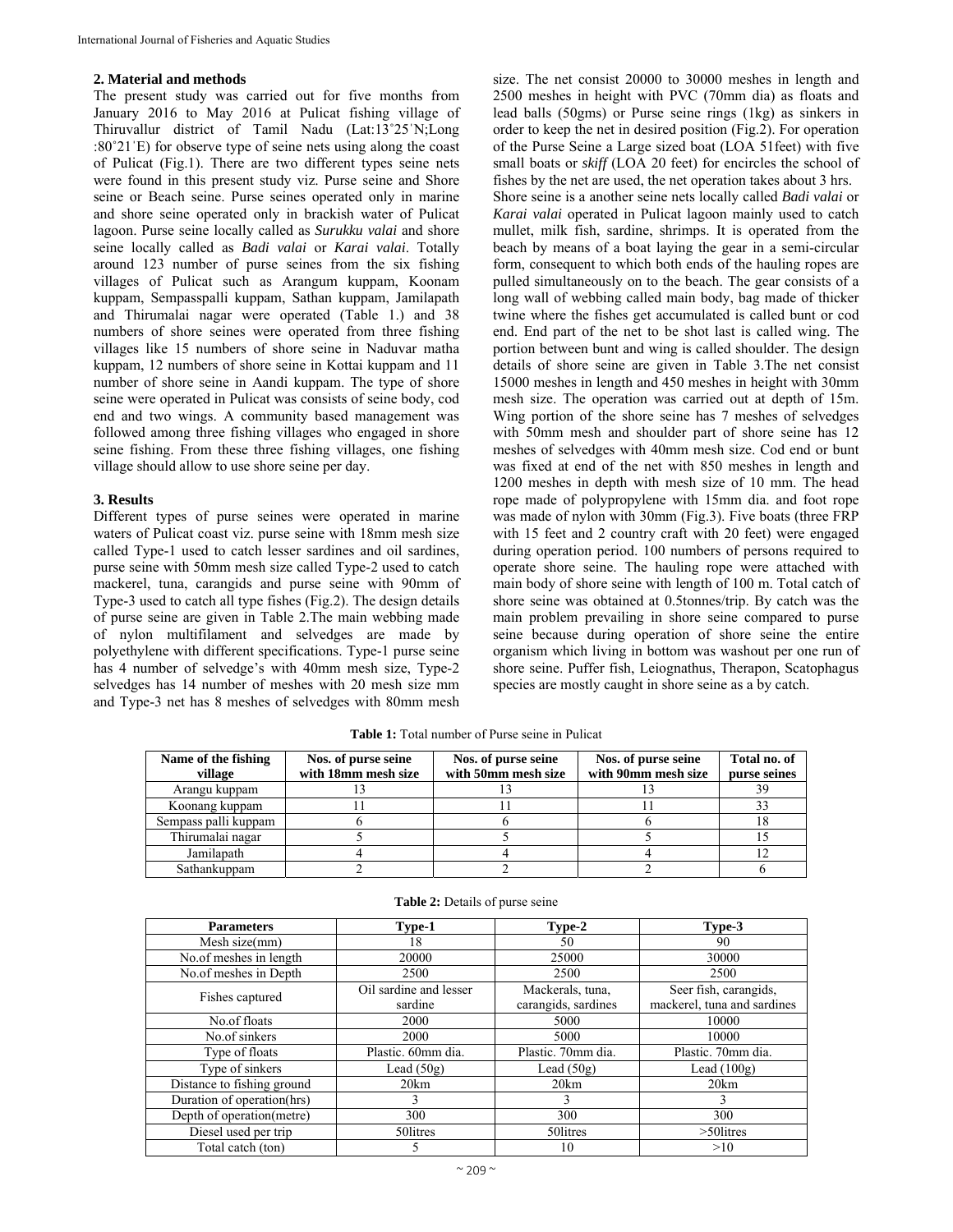## 2. Material and methods

The present study was carried out for five months from January 2016 to May 2016 at Pulicat fishing village of Thiruvallur district of Tamil Nadu (Lat:13˚25ˈN;Long :80˚21ˈE) for observe type of seine nets using along the coast of Pulicat (Fig.1). There are two different types seine nets were found in this present study viz. Purse seine and Shore seine or Beach seine. Purse seines operated only in marine and shore seine operated only in brackish water of Pulicat lagoon. Purse seine locally called as *Surukku valai* and shore seine locally called as *Badi valai* or *Karai valai*. Totally around 123 number of purse seines from the six fishing villages of Pulicat such as Arangum kuppam, Koonam kuppam, Sempasspalli kuppam, Sathan kuppam, Jamilapath and Thirumalai nagar were operated (Table 1.) and 38 numbers of shore seines were operated from three fishing villages like 15 numbers of shore seine in Naduvar matha kuppam, 12 numbers of shore seine in Kottai kuppam and 11 number of shore seine in Aandi kuppam. The type of shore seine were operated in Pulicat was consists of seine body, cod end and two wings. A community based management was followed among three fishing villages who engaged in shore seine fishing. From these three fishing villages, one fishing village should allow to use shore seine per day.

## 3. Results

Different types of purse seines were operated in marine waters of Pulicat coast viz. purse seine with 18mm mesh size called Type-1 used to catch lesser sardines and oil sardines, purse seine with 50mm mesh size called Type-2 used to catch mackerel, tuna, carangids and purse seine with 90mm of Type-3 used to catch all type fishes (Fig.2). The design details of purse seine are given in Table 2.The main webbing made of nylon multifilament and selvedges are made by polyethylene with different specifications. Type-1 purse seine has 4 number of selvedge's with 40mm mesh size, Type-2 selvedges has 14 number of meshes with 20 mesh size mm and Type-3 net has 8 meshes of selvedges with 80mm mesh size. The net consist 20000 to 30000 meshes in length and 2500 meshes in height with PVC (70mm dia) as floats and lead balls (50gms) or Purse seine rings (1kg) as sinkers in order to keep the net in desired position (Fig.2). For operation of the Purse Seine a Large sized boat (LOA 51feet) with five small boats or *skiff* (LOA 20 feet) for encircles the school of fishes by the net are used, the net operation takes about 3 hrs.

Shore seine is a another seine nets locally called *Badi valai* or *Karai valai* operated in Pulicat lagoon mainly used to catch mullet, milk fish, sardine, shrimps. It is operated from the beach by means of a boat laying the gear in a semi-circular form, consequent to which both ends of the hauling ropes are pulled simultaneously on to the beach. The gear consists of a long wall of webbing called main body, bag made of thicker twine where the fishes get accumulated is called bunt or cod end. End part of the net to be shot last is called wing. The portion between bunt and wing is called shoulder. The design details of shore seine are given in Table 3.The net consist 15000 meshes in length and 450 meshes in height with 30mm mesh size. The operation was carried out at depth of 15m. Wing portion of the shore seine has 7 meshes of selvedges with 50mm mesh and shoulder part of shore seine has 12 meshes of selvedges with 40mm mesh size. Cod end or bunt was fixed at end of the net with 850 meshes in length and 1200 meshes in depth with mesh size of 10 mm. The head rope made of polypropylene with 15mm dia. and foot rope was made of nylon with 30mm (Fig.3). Five boats (three FRP with 15 feet and 2 country craft with 20 feet) were engaged during operation period. 100 numbers of persons required to operate shore seine. The hauling rope were attached with main body of shore seine with length of 100 m. Total catch of shore seine was obtained at 0.5tonnes/trip. By catch was the main problem prevailing in shore seine compared to purse seine because during operation of shore seine the entire organism which living in bottom was washout per one run of shore seine. Puffer fish, Leiognathus, Therapon, Scatophagus species are mostly caught in shore seine as a by catch.

**Table 1:** Total number of Purse seine in Pulicat

| Name of the fishing village | Nos. of purse seine with 18mm mesh size | Nos. of purse seine with 50mm mesh size | Nos. of purse seine with 90mm mesh size | Total no. of purse seines |
|---|---|---|---|---|
| Arangu kuppam | 13 | 13 | 13 | 39 |
| Koonang kuppam | 11 | 11 | 11 | 33 |
| Sempass palli kuppam | 6 | 6 | 6 | 18 |
| Thirumalai nagar | 5 | 5 | 5 | 15 |
| Jamilapath | 4 | 4 | 4 | 12 |
| Sathankuppam | 2 | 2 | 2 | 6 |

**Table 2:** Details of purse seine

| Parameters | Type-1 | Type-2 | Type-3 |
|---|---|---|---|
| Mesh size(mm) | 18 | 50 | 90 |
| No.of meshes in length | 20000 | 25000 | 30000 |
| No.of meshes in Depth | 2500 | 2500 | 2500 |
| Fishes captured | Oil sardine and lesser sardine | Mackerals, tuna, carangids, sardines | Seer fish, carangids, mackerel, tuna and sardines |
| No.of floats | 2000 | 5000 | 10000 |
| No.of sinkers | 2000 | 5000 | 10000 |
| Type of floats | Plastic. 60mm dia. | Plastic. 70mm dia. | Plastic. 70mm dia. |
| Type of sinkers | Lead (50g) | Lead (50g) | Lead (100g) |
| Distance to fishing ground | 20km | 20km | 20km |
| Duration of operation(hrs) | 3 | 3 | 3 |
| Depth of operation(metre) | 300 | 300 | 300 |
| Diesel used per trip | 50litres | 50litres | >50litres |
| Total catch (ton) | 5 | 10 | >10 |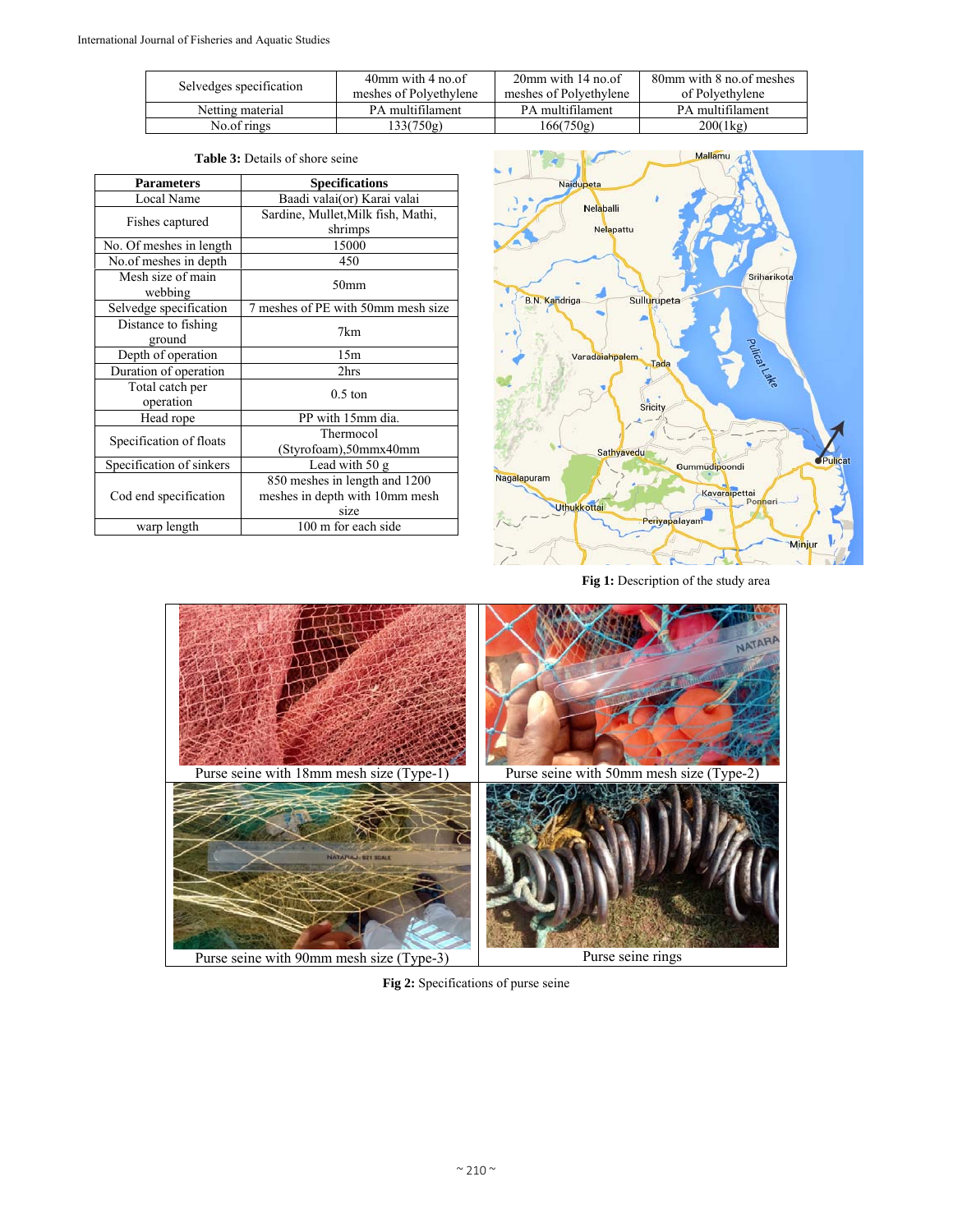| Selvedges specification | 40mm with 4 no.of meshes of Polyethylene | 20mm with 14 no.of meshes of Polyethylene | 80mm with 8 no.of meshes of Polyethylene |
|---|---|---|---|
| Netting material | PA multifilament | PA multifilament | PA multifilament |
| No.of rings | 133(750g) | 166(750g) | 200(1kg) |

**Table 3:** Details of shore seine

| Parameters | Specifications |
|---|---|
| Local Name | Baadi valai(or) Karai valai |
| Fishes captured | Sardine, Mullet,Milk fish, Mathi, shrimps |
| No. Of meshes in length | 15000 |
| No.of meshes in depth | 450 |
| Mesh size of main webbing | 50mm |
| Selvedge specification | 7 meshes of PE with 50mm mesh size |
| Distance to fishing ground | 7km |
| Depth of operation | 15m |
| Duration of operation | 2hrs |
| Total catch per operation | 0.5 ton |
| Head rope | PP with 15mm dia. |
| Specification of floats | Thermocol (Styrofoam),50mmx40mm |
| Specification of sinkers | Lead with 50 g |
| Cod end specification | 850 meshes in length and 1200 meshes in depth with 10mm mesh size |
| warp length | 100 m for each side |

**Fig 1:** Description of the study area

Purse seine with 18mm mesh size (Type-1)

Purse seine with 50mm mesh size (Type-2)

Purse seine with 90mm mesh size (Type-3)

Purse seine rings

**Fig 2:** Specifications of purse seine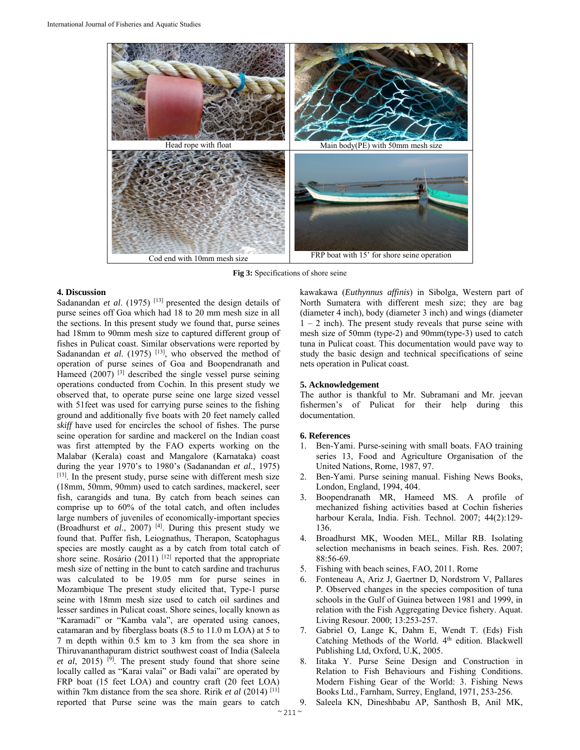| Head rope with float | Main body(PE) with 50mm mesh size |
|---|---|
| Cod end with 10mm mesh size | FRP boat with 15' for shore seine operation |

**Fig 3:** Specifications of shore seine

## 4. Discussion

Sadanandan *et al*. (1975) [13] presented the design details of purse seines off Goa which had 18 to 20 mm mesh size in all the sections. In this present study we found that, purse seines had 18mm to 90mm mesh size to captured different group of fishes in Pulicat coast. Similar observations were reported by Sadanandan *et al*. (1975) [13], who observed the method of operation of purse seines of Goa and Boopendranath and Hameed (2007) [3] described the single vessel purse seining operations conducted from Cochin. In this present study we observed that, to operate purse seine one large sized vessel with 51feet was used for carrying purse seines to the fishing ground and additionally five boats with 20 feet namely called *skiff* have used for encircles the school of fishes. The purse seine operation for sardine and mackerel on the Indian coast was first attempted by the FAO experts working on the Malabar (Kerala) coast and Mangalore (Karnataka) coast during the year 1970's to 1980's (Sadanandan *et al*., 1975) [13]. In the present study, purse seine with different mesh size (18mm, 50mm, 90mm) used to catch sardines, mackerel, seer fish, carangids and tuna. By catch from beach seines can comprise up to 60% of the total catch, and often includes large numbers of juveniles of economically-important species (Broadhurst *et al*., 2007) [4]. During this present study we found that. Puffer fish, Leiognathus, Therapon, Scatophagus species are mostly caught as a by catch from total catch of shore seine. Rosário (2011) [12] reported that the appropriate mesh size of netting in the bunt to catch sardine and trachurus was calculated to be 19.05 mm for purse seines in Mozambique The present study elicited that, Type-1 purse seine with 18mm mesh size used to catch oil sardines and lesser sardines in Pulicat coast. Shore seines, locally known as "Karamadi" or "Kamba vala", are operated using canoes, catamaran and by fiberglass boats (8.5 to 11.0 m LOA) at 5 to 7 m depth within 0.5 km to 3 km from the sea shore in Thiruvananthapuram district southwest coast of India (Saleela *et al*, 2015) [9]. The present study found that shore seine locally called as "Karai valai" or Badi valai" are operated by FRP boat (15 feet LOA) and country craft (20 feet LOA) within 7km distance from the sea shore. Ririk *et al* (2014) [11] reported that Purse seine was the main gears to catch kawakawa (*Euthynnus affinis*) in Sibolga, Western part of North Sumatera with different mesh size; they are bag (diameter 4 inch), body (diameter 3 inch) and wings (diameter 1 – 2 inch). The present study reveals that purse seine with mesh size of 50mm (type-2) and 90mm(type-3) used to catch tuna in Pulicat coast. This documentation would pave way to study the basic design and technical specifications of seine nets operation in Pulicat coast.

## 5. Acknowledgement

The author is thankful to Mr. Subramani and Mr. jeevan fishermen's of Pulicat for their help during this documentation.

## 6. References

1. Ben-Yami. Purse-seining with small boats. FAO training series 13, Food and Agriculture Organisation of the United Nations, Rome, 1987, 97.
2. Ben-Yami. Purse seining manual. Fishing News Books, London, England, 1994, 404.
3. Boopendranath MR, Hameed MS. A profile of mechanized fishing activities based at Cochin fisheries harbour Kerala, India. Fish. Technol. 2007; 44(2):129-136.
4. Broadhurst MK, Wooden MEL, Millar RB. Isolating selection mechanisms in beach seines. Fish. Res. 2007; 88:56-69.
5. Fishing with beach seines, FAO, 2011. Rome
6. Fonteneau A, Ariz J, Gaertner D, Nordstrom V, Pallares P. Observed changes in the species composition of tuna schools in the Gulf of Guinea between 1981 and 1999, in relation with the Fish Aggregating Device fishery. Aquat. Living Resour. 2000; 13:253-257.
7. Gabriel O, Lange K, Dahm E, Wendt T. (Eds) Fish Catching Methods of the World. 4th edition. Blackwell Publishing Ltd, Oxford, U.K, 2005.
8. Iitaka Y. Purse Seine Design and Construction in Relation to Fish Behaviours and Fishing Conditions. Modern Fishing Gear of the World: 3. Fishing News Books Ltd., Farnham, Surrey, England, 1971, 253-256.
9. Saleela KN, Dineshbabu AP, Santhosh B, Anil MK,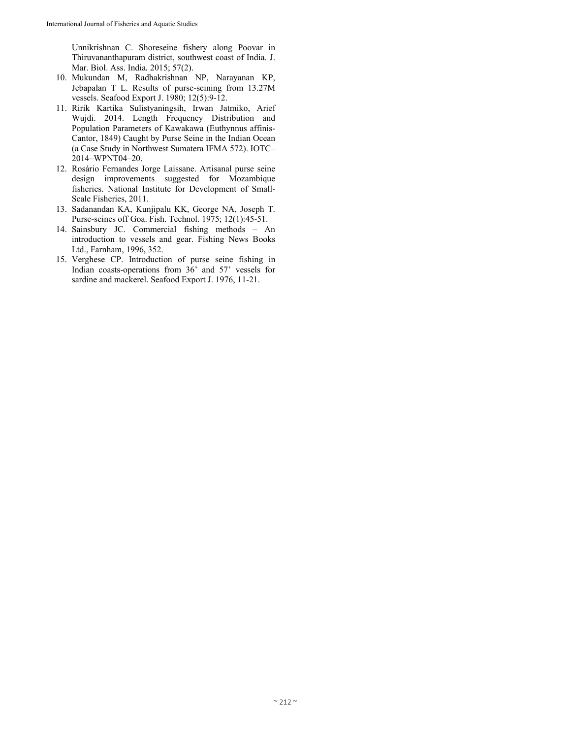Unnikrishnan C. Shoreseine fishery along Poovar in Thiruvananthapuram district, southwest coast of India. J. Mar. Biol. Ass. India. 2015; 57(2).

10. Mukundan M, Radhakrishnan NP, Narayanan KP, Jebapalan T L. Results of purse-seining from 13.27M vessels. Seafood Export J. 1980; 12(5):9-12.
11. Ririk Kartika Sulistyaningsih, Irwan Jatmiko, Arief Wujdi. 2014. Length Frequency Distribution and Population Parameters of Kawakawa (Euthynnus affinis-Cantor, 1849) Caught by Purse Seine in the Indian Ocean (a Case Study in Northwest Sumatera IFMA 572). IOTC–2014–WPNT04–20.
12. Rosário Fernandes Jorge Laissane. Artisanal purse seine design improvements suggested for Mozambique fisheries. National Institute for Development of Small-Scale Fisheries, 2011.
13. Sadanandan KA, Kunjipalu KK, George NA, Joseph T. Purse-seines off Goa. Fish. Technol. 1975; 12(1):45-51.
14. Sainsbury JC. Commercial fishing methods – An introduction to vessels and gear. Fishing News Books Ltd., Farnham, 1996, 352.
15. Verghese CP. Introduction of purse seine fishing in Indian coasts-operations from 36' and 57' vessels for sardine and mackerel. Seafood Export J. 1976, 11-21.